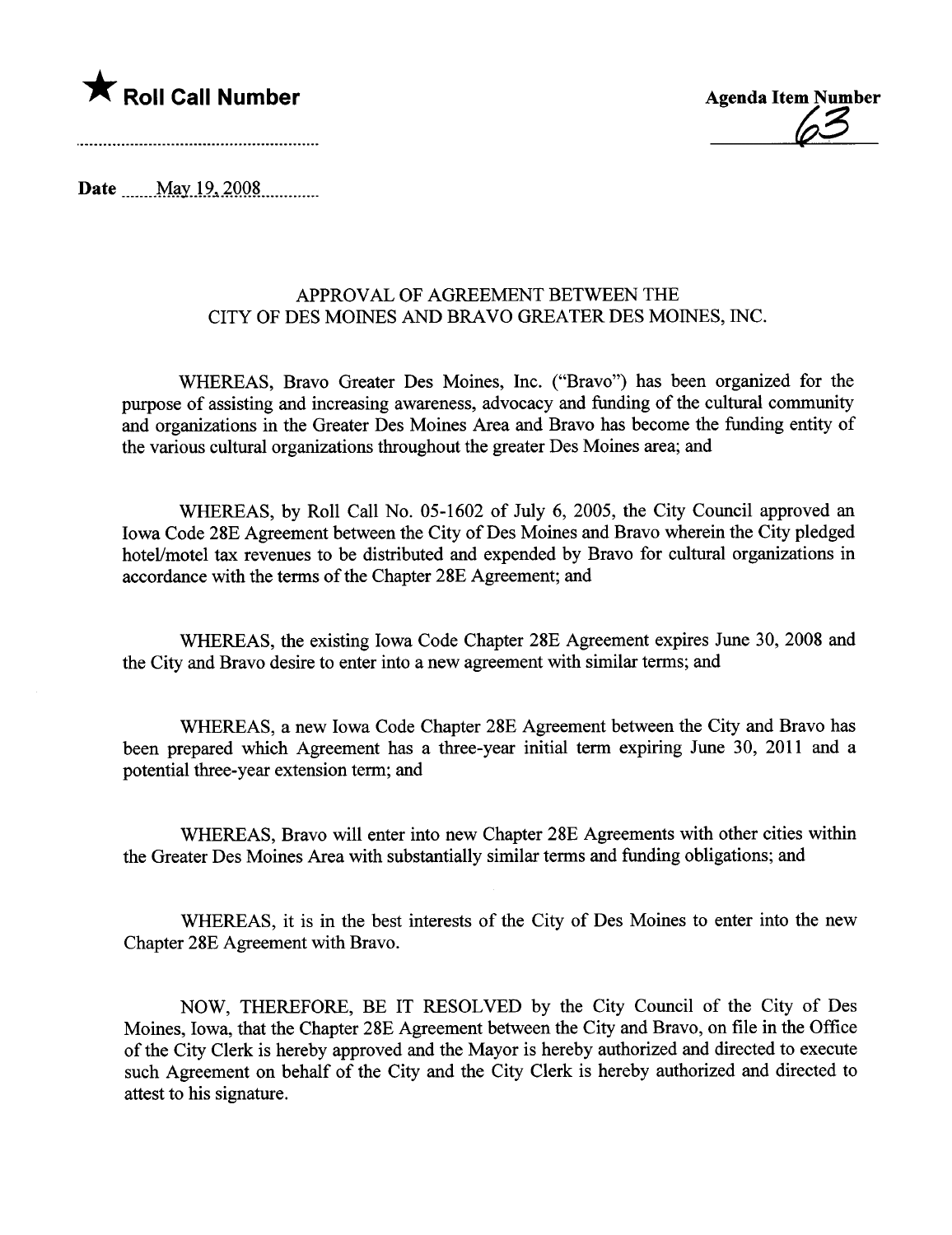★ **Roll Call Number**

**Agenda Item Number**
63

Date May 19, 2008

APPROVAL OF AGREEMENT BETWEEN THE
CITY OF DES MOINES AND BRAVO GREATER DES MOINES, INC.

WHEREAS, Bravo Greater Des Moines, Inc. ("Bravo") has been organized for the purpose of assisting and increasing awareness, advocacy and funding of the cultural community and organizations in the Greater Des Moines Area and Bravo has become the funding entity of the various cultural organizations throughout the greater Des Moines area; and

WHEREAS, by Roll Call No. 05-1602 of July 6, 2005, the City Council approved an Iowa Code 28E Agreement between the City of Des Moines and Bravo wherein the City pledged hotel/motel tax revenues to be distributed and expended by Bravo for cultural organizations in accordance with the terms of the Chapter 28E Agreement; and

WHEREAS, the existing Iowa Code Chapter 28E Agreement expires June 30, 2008 and the City and Bravo desire to enter into a new agreement with similar terms; and

WHEREAS, a new Iowa Code Chapter 28E Agreement between the City and Bravo has been prepared which Agreement has a three-year initial term expiring June 30, 2011 and a potential three-year extension term; and

WHEREAS, Bravo will enter into new Chapter 28E Agreements with other cities within the Greater Des Moines Area with substantially similar terms and funding obligations; and

WHEREAS, it is in the best interests of the City of Des Moines to enter into the new Chapter 28E Agreement with Bravo.

NOW, THEREFORE, BE IT RESOLVED by the City Council of the City of Des Moines, Iowa, that the Chapter 28E Agreement between the City and Bravo, on file in the Office of the City Clerk is hereby approved and the Mayor is hereby authorized and directed to execute such Agreement on behalf of the City and the City Clerk is hereby authorized and directed to attest to his signature.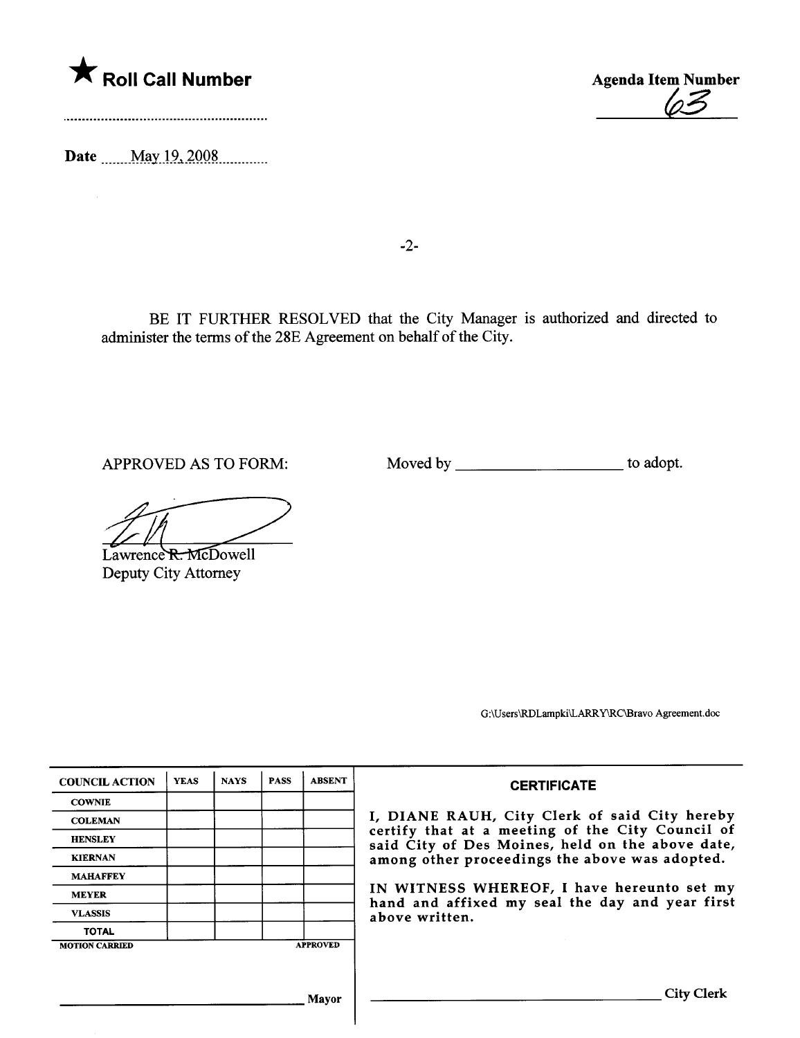★ **Roll Call Number**

**Agenda Item Number**
63

**Date** May 19, 2008

BE IT FURTHER RESOLVED that the City Manager is authorized and directed to administer the terms of the 28E Agreement on behalf of the City.

APPROVED AS TO FORM:

Moved by ____________________ to adopt.

Lawrence R. McDowell
Deputy City Attorney

G:\Users\RDLampki\LARRY\RC\Bravo Agreement.doc

| COUNCIL ACTION | YEAS | NAYS | PASS | ABSENT |
|---|---|---|---|---|
| COWNIE | | | | |
| COLEMAN | | | | |
| HENSLEY | | | | |
| KIERNAN | | | | |
| MAHAFFEY | | | | |
| MEYER | | | | |
| VLASSIS | | | | |
| TOTAL | | | | |

MOTION CARRIED APPROVED

______________________________ Mayor

**CERTIFICATE**

I, DIANE RAUH, City Clerk of said City hereby certify that at a meeting of the City Council of said City of Des Moines, held on the above date, among other proceedings the above was adopted.

IN WITNESS WHEREOF, I have hereunto set my hand and affixed my seal the day and year first above written.

______________________________ City Clerk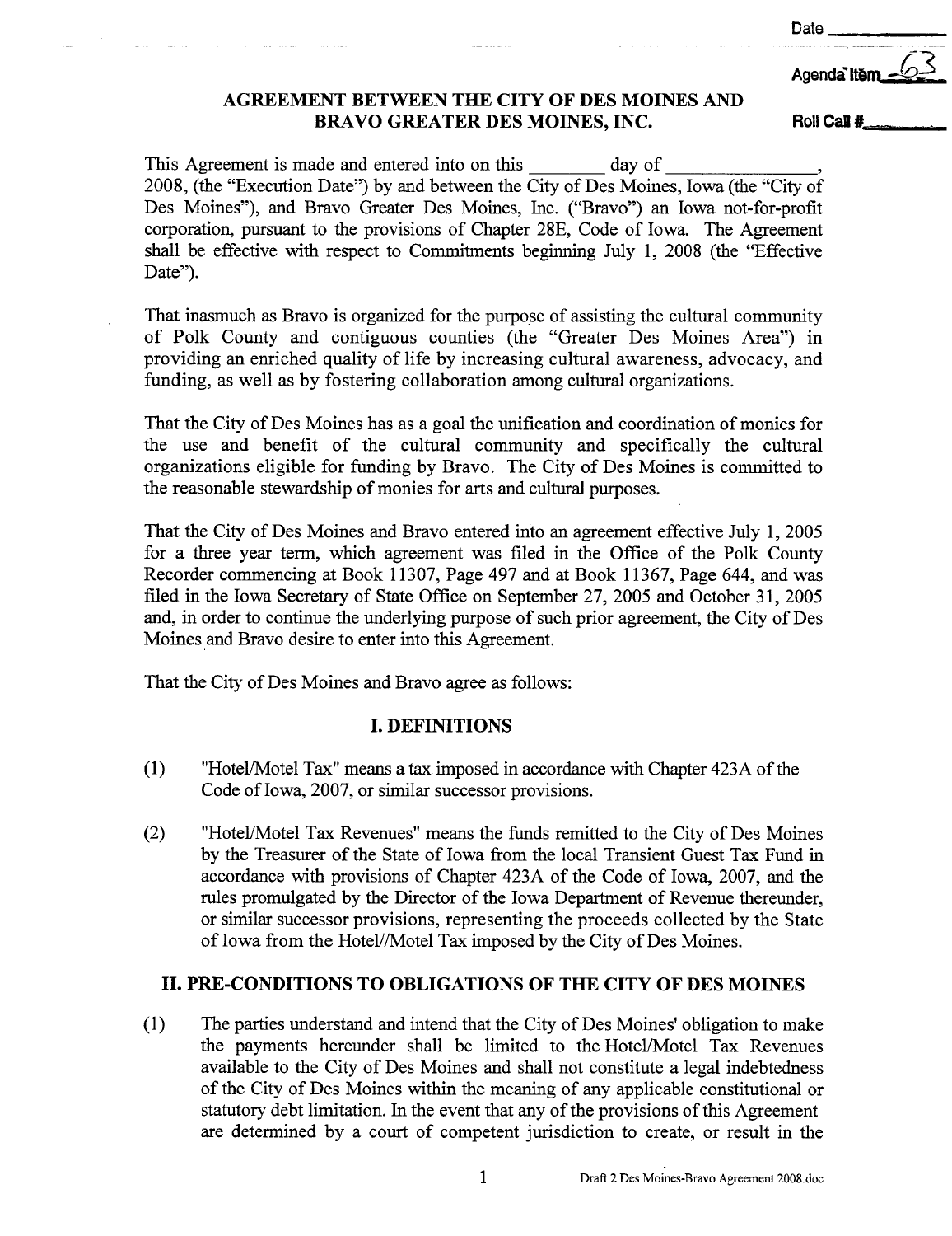Date ___________

Agenda Item 63

Roll Call #___________

## AGREEMENT BETWEEN THE CITY OF DES MOINES AND BRAVO GREATER DES MOINES, INC.

This Agreement is made and entered into on this ________ day of _______________, 2008, (the "Execution Date") by and between the City of Des Moines, Iowa (the "City of Des Moines"), and Bravo Greater Des Moines, Inc. ("Bravo") an Iowa not-for-profit corporation, pursuant to the provisions of Chapter 28E, Code of Iowa. The Agreement shall be effective with respect to Commitments beginning July 1, 2008 (the "Effective Date").

That inasmuch as Bravo is organized for the purpose of assisting the cultural community of Polk County and contiguous counties (the "Greater Des Moines Area") in providing an enriched quality of life by increasing cultural awareness, advocacy, and funding, as well as by fostering collaboration among cultural organizations.

That the City of Des Moines has as a goal the unification and coordination of monies for the use and benefit of the cultural community and specifically the cultural organizations eligible for funding by Bravo. The City of Des Moines is committed to the reasonable stewardship of monies for arts and cultural purposes.

That the City of Des Moines and Bravo entered into an agreement effective July 1, 2005 for a three year term, which agreement was filed in the Office of the Polk County Recorder commencing at Book 11307, Page 497 and at Book 11367, Page 644, and was filed in the Iowa Secretary of State Office on September 27, 2005 and October 31, 2005 and, in order to continue the underlying purpose of such prior agreement, the City of Des Moines and Bravo desire to enter into this Agreement.

That the City of Des Moines and Bravo agree as follows:

### I. DEFINITIONS

(1) "Hotel/Motel Tax" means a tax imposed in accordance with Chapter 423A of the Code of Iowa, 2007, or similar successor provisions.

(2) "Hotel/Motel Tax Revenues" means the funds remitted to the City of Des Moines by the Treasurer of the State of Iowa from the local Transient Guest Tax Fund in accordance with provisions of Chapter 423A of the Code of Iowa, 2007, and the rules promulgated by the Director of the Iowa Department of Revenue thereunder, or similar successor provisions, representing the proceeds collected by the State of Iowa from the Hotel//Motel Tax imposed by the City of Des Moines.

### II. PRE-CONDITIONS TO OBLIGATIONS OF THE CITY OF DES MOINES

(1) The parties understand and intend that the City of Des Moines' obligation to make the payments hereunder shall be limited to the Hotel/Motel Tax Revenues available to the City of Des Moines and shall not constitute a legal indebtedness of the City of Des Moines within the meaning of any applicable constitutional or statutory debt limitation. In the event that any of the provisions of this Agreement are determined by a court of competent jurisdiction to create, or result in the

Draft 2 Des Moines-Bravo Agreement 2008.doc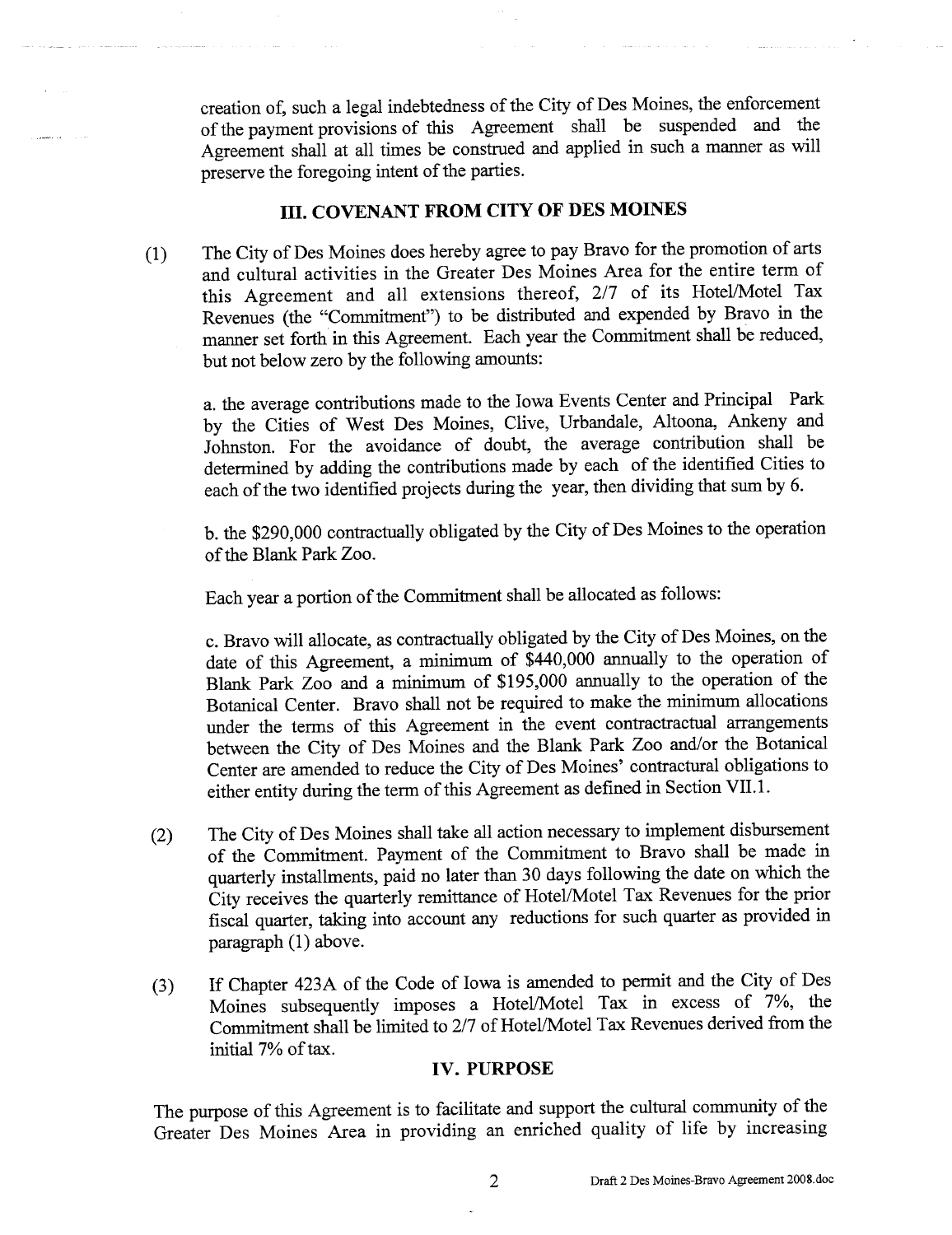creation of, such a legal indebtedness of the City of Des Moines, the enforcement of the payment provisions of this Agreement shall be suspended and the Agreement shall at all times be construed and applied in such a manner as will preserve the foregoing intent of the parties.

## III. COVENANT FROM CITY OF DES MOINES

(1) The City of Des Moines does hereby agree to pay Bravo for the promotion of arts and cultural activities in the Greater Des Moines Area for the entire term of this Agreement and all extensions thereof, 2/7 of its Hotel/Motel Tax Revenues (the "Commitment") to be distributed and expended by Bravo in the manner set forth in this Agreement. Each year the Commitment shall be reduced, but not below zero by the following amounts:

a. the average contributions made to the Iowa Events Center and Principal Park by the Cities of West Des Moines, Clive, Urbandale, Altoona, Ankeny and Johnston. For the avoidance of doubt, the average contribution shall be determined by adding the contributions made by each of the identified Cities to each of the two identified projects during the year, then dividing that sum by 6.

b. the $290,000 contractually obligated by the City of Des Moines to the operation of the Blank Park Zoo.

Each year a portion of the Commitment shall be allocated as follows:

c. Bravo will allocate, as contractually obligated by the City of Des Moines, on the date of this Agreement, a minimum of $440,000 annually to the operation of Blank Park Zoo and a minimum of $195,000 annually to the operation of the Botanical Center. Bravo shall not be required to make the minimum allocations under the terms of this Agreement in the event contractractual arrangements between the City of Des Moines and the Blank Park Zoo and/or the Botanical Center are amended to reduce the City of Des Moines' contractural obligations to either entity during the term of this Agreement as defined in Section VII.1.

(2) The City of Des Moines shall take all action necessary to implement disbursement of the Commitment. Payment of the Commitment to Bravo shall be made in quarterly installments, paid no later than 30 days following the date on which the City receives the quarterly remittance of Hotel/Motel Tax Revenues for the prior fiscal quarter, taking into account any reductions for such quarter as provided in paragraph (1) above.

(3) If Chapter 423A of the Code of Iowa is amended to permit and the City of Des Moines subsequently imposes a Hotel/Motel Tax in excess of 7%, the Commitment shall be limited to 2/7 of Hotel/Motel Tax Revenues derived from the initial 7% of tax.

## IV. PURPOSE

The purpose of this Agreement is to facilitate and support the cultural community of the Greater Des Moines Area in providing an enriched quality of life by increasing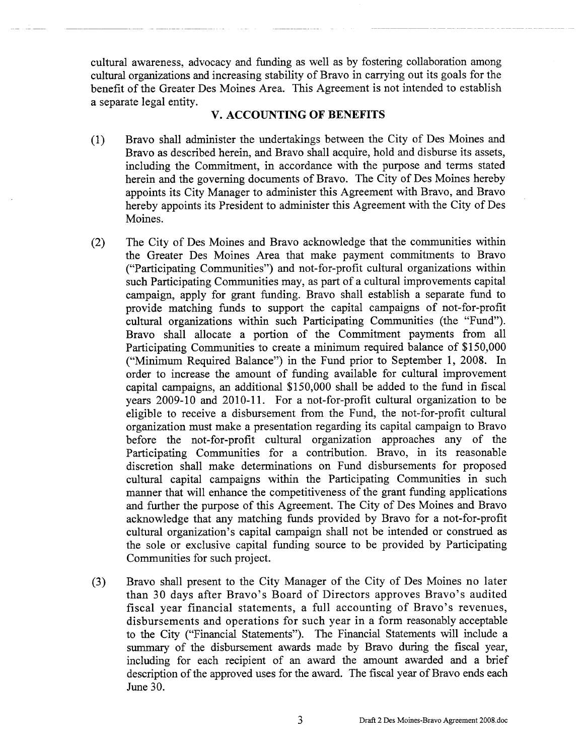cultural awareness, advocacy and funding as well as by fostering collaboration among cultural organizations and increasing stability of Bravo in carrying out its goals for the benefit of the Greater Des Moines Area. This Agreement is not intended to establish a separate legal entity.

## V. ACCOUNTING OF BENEFITS

(1) Bravo shall administer the undertakings between the City of Des Moines and Bravo as described herein, and Bravo shall acquire, hold and disburse its assets, including the Commitment, in accordance with the purpose and terms stated herein and the governing documents of Bravo. The City of Des Moines hereby appoints its City Manager to administer this Agreement with Bravo, and Bravo hereby appoints its President to administer this Agreement with the City of Des Moines.

(2) The City of Des Moines and Bravo acknowledge that the communities within the Greater Des Moines Area that make payment commitments to Bravo ("Participating Communities") and not-for-profit cultural organizations within such Participating Communities may, as part of a cultural improvements capital campaign, apply for grant funding. Bravo shall establish a separate fund to provide matching funds to support the capital campaigns of not-for-profit cultural organizations within such Participating Communities (the "Fund"). Bravo shall allocate a portion of the Commitment payments from all Participating Communities to create a minimum required balance of $150,000 ("Minimum Required Balance") in the Fund prior to September 1, 2008. In order to increase the amount of funding available for cultural improvement capital campaigns, an additional $150,000 shall be added to the fund in fiscal years 2009-10 and 2010-11. For a not-for-profit cultural organization to be eligible to receive a disbursement from the Fund, the not-for-profit cultural organization must make a presentation regarding its capital campaign to Bravo before the not-for-profit cultural organization approaches any of the Participating Communities for a contribution. Bravo, in its reasonable discretion shall make determinations on Fund disbursements for proposed cultural capital campaigns within the Participating Communities in such manner that will enhance the competitiveness of the grant funding applications and further the purpose of this Agreement. The City of Des Moines and Bravo acknowledge that any matching funds provided by Bravo for a not-for-profit cultural organization's capital campaign shall not be intended or construed as the sole or exclusive capital funding source to be provided by Participating Communities for such project.

(3) Bravo shall present to the City Manager of the City of Des Moines no later than 30 days after Bravo's Board of Directors approves Bravo's audited fiscal year financial statements, a full accounting of Bravo's revenues, disbursements and operations for such year in a form reasonably acceptable to the City ("Financial Statements"). The Financial Statements will include a summary of the disbursement awards made by Bravo during the fiscal year, including for each recipient of an award the amount awarded and a brief description of the approved uses for the award. The fiscal year of Bravo ends each June 30.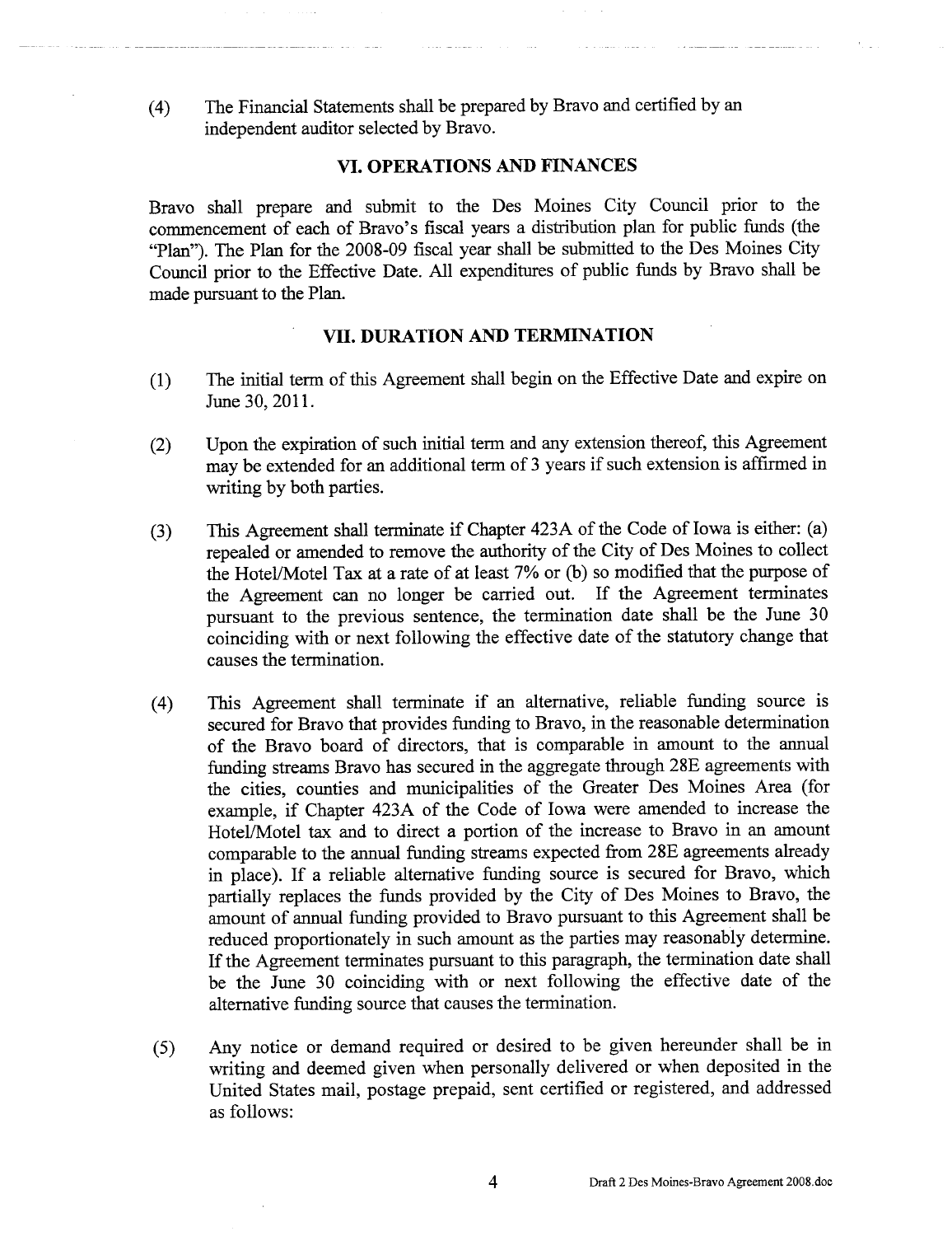(4) The Financial Statements shall be prepared by Bravo and certified by an independent auditor selected by Bravo.

## VI. OPERATIONS AND FINANCES

Bravo shall prepare and submit to the Des Moines City Council prior to the commencement of each of Bravo's fiscal years a distribution plan for public funds (the "Plan"). The Plan for the 2008-09 fiscal year shall be submitted to the Des Moines City Council prior to the Effective Date. All expenditures of public funds by Bravo shall be made pursuant to the Plan.

## VII. DURATION AND TERMINATION

(1) The initial term of this Agreement shall begin on the Effective Date and expire on June 30, 2011.

(2) Upon the expiration of such initial term and any extension thereof, this Agreement may be extended for an additional term of 3 years if such extension is affirmed in writing by both parties.

(3) This Agreement shall terminate if Chapter 423A of the Code of Iowa is either: (a) repealed or amended to remove the authority of the City of Des Moines to collect the Hotel/Motel Tax at a rate of at least 7% or (b) so modified that the purpose of the Agreement can no longer be carried out. If the Agreement terminates pursuant to the previous sentence, the termination date shall be the June 30 coinciding with or next following the effective date of the statutory change that causes the termination.

(4) This Agreement shall terminate if an alternative, reliable funding source is secured for Bravo that provides funding to Bravo, in the reasonable determination of the Bravo board of directors, that is comparable in amount to the annual funding streams Bravo has secured in the aggregate through 28E agreements with the cities, counties and municipalities of the Greater Des Moines Area (for example, if Chapter 423A of the Code of Iowa were amended to increase the Hotel/Motel tax and to direct a portion of the increase to Bravo in an amount comparable to the annual funding streams expected from 28E agreements already in place). If a reliable alternative funding source is secured for Bravo, which partially replaces the funds provided by the City of Des Moines to Bravo, the amount of annual funding provided to Bravo pursuant to this Agreement shall be reduced proportionately in such amount as the parties may reasonably determine. If the Agreement terminates pursuant to this paragraph, the termination date shall be the June 30 coinciding with or next following the effective date of the alternative funding source that causes the termination.

(5) Any notice or demand required or desired to be given hereunder shall be in writing and deemed given when personally delivered or when deposited in the United States mail, postage prepaid, sent certified or registered, and addressed as follows: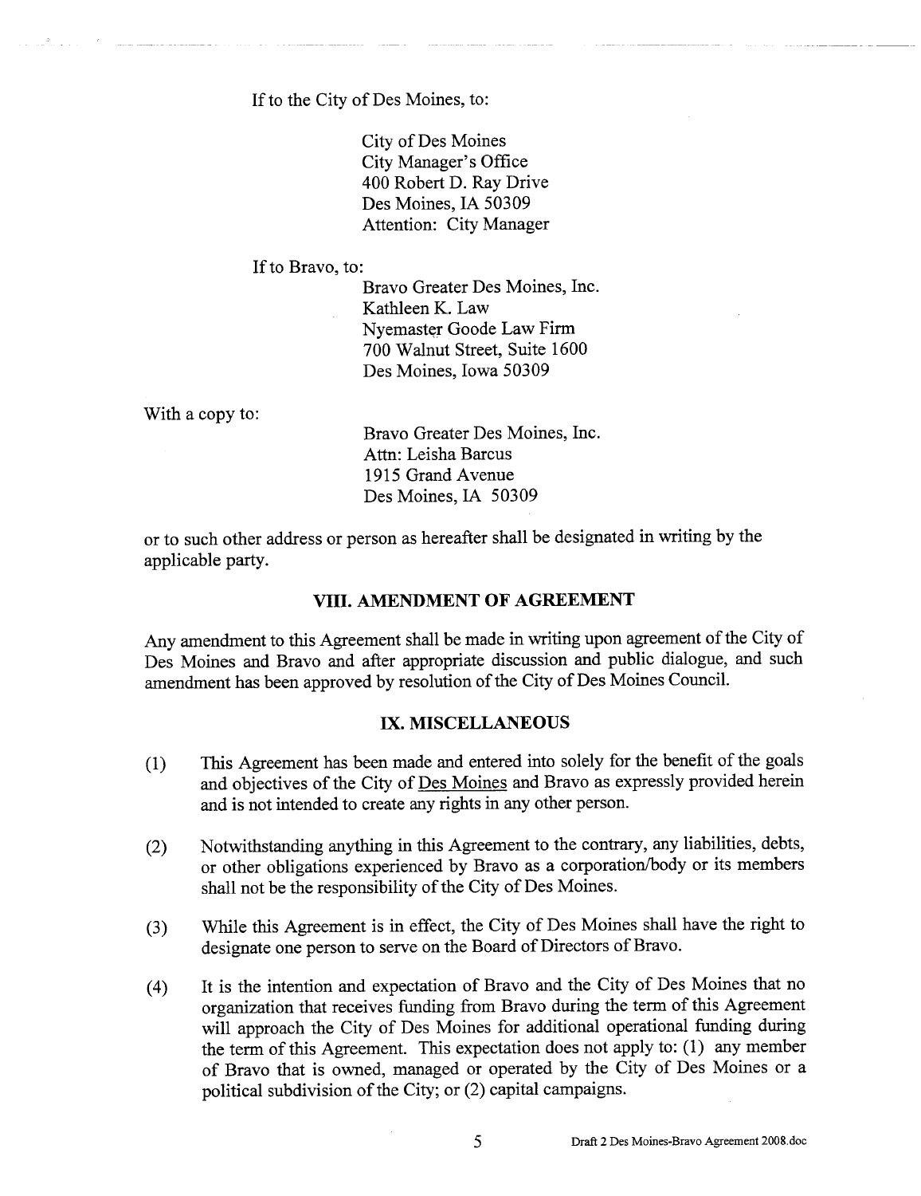If to the City of Des Moines, to:

> City of Des Moines
> City Manager's Office
> 400 Robert D. Ray Drive
> Des Moines, IA 50309
> Attention: City Manager

If to Bravo, to:

> Bravo Greater Des Moines, Inc.
> Kathleen K. Law
> Nyemaster Goode Law Firm
> 700 Walnut Street, Suite 1600
> Des Moines, Iowa 50309

With a copy to:

> Bravo Greater Des Moines, Inc.
> Attn: Leisha Barcus
> 1915 Grand Avenue
> Des Moines, IA 50309

or to such other address or person as hereafter shall be designated in writing by the applicable party.

## VIII. AMENDMENT OF AGREEMENT

Any amendment to this Agreement shall be made in writing upon agreement of the City of Des Moines and Bravo and after appropriate discussion and public dialogue, and such amendment has been approved by resolution of the City of Des Moines Council.

## IX. MISCELLANEOUS

(1) This Agreement has been made and entered into solely for the benefit of the goals and objectives of the City of Des Moines and Bravo as expressly provided herein and is not intended to create any rights in any other person.

(2) Notwithstanding anything in this Agreement to the contrary, any liabilities, debts, or other obligations experienced by Bravo as a corporation/body or its members shall not be the responsibility of the City of Des Moines.

(3) While this Agreement is in effect, the City of Des Moines shall have the right to designate one person to serve on the Board of Directors of Bravo.

(4) It is the intention and expectation of Bravo and the City of Des Moines that no organization that receives funding from Bravo during the term of this Agreement will approach the City of Des Moines for additional operational funding during the term of this Agreement. This expectation does not apply to: (1) any member of Bravo that is owned, managed or operated by the City of Des Moines or a political subdivision of the City; or (2) capital campaigns.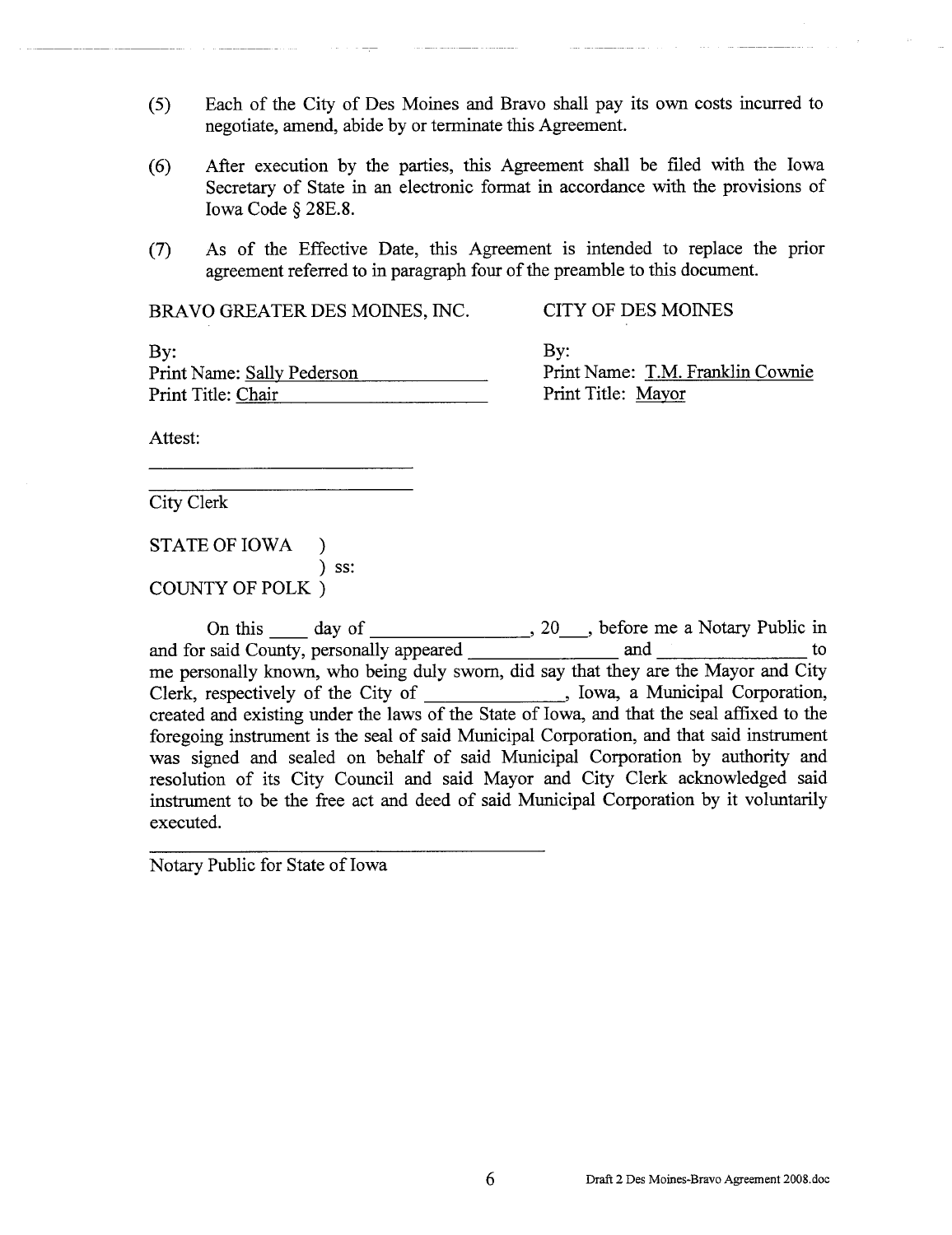(5) Each of the City of Des Moines and Bravo shall pay its own costs incurred to negotiate, amend, abide by or terminate this Agreement.

(6) After execution by the parties, this Agreement shall be filed with the Iowa Secretary of State in an electronic format in accordance with the provisions of Iowa Code § 28E.8.

(7) As of the Effective Date, this Agreement is intended to replace the prior agreement referred to in paragraph four of the preamble to this document.

BRAVO GREATER DES MOINES, INC.

By:
Print Name: Sally Pederson
Print Title: Chair

CITY OF DES MOINES

By:
Print Name: T.M. Franklin Cownie
Print Title: Mayor

Attest:

\_\_\_\_\_\_\_\_\_\_\_\_\_\_\_\_\_\_\_\_\_\_\_\_\_\_\_\_

City Clerk

STATE OF IOWA )
) ss:
COUNTY OF POLK )

On this \_\_\_\_ day of \_\_\_\_\_\_\_\_\_\_\_\_\_\_\_\_, 20\_\_\_, before me a Notary Public in and for said County, personally appeared \_\_\_\_\_\_\_\_\_\_\_\_\_\_\_\_ and \_\_\_\_\_\_\_\_\_\_\_\_\_\_\_\_ to me personally known, who being duly sworn, did say that they are the Mayor and City Clerk, respectively of the City of \_\_\_\_\_\_\_\_\_\_\_\_\_\_, Iowa, a Municipal Corporation, created and existing under the laws of the State of Iowa, and that the seal affixed to the foregoing instrument is the seal of said Municipal Corporation, and that said instrument was signed and sealed on behalf of said Municipal Corporation by authority and resolution of its City Council and said Mayor and City Clerk acknowledged said instrument to be the free act and deed of said Municipal Corporation by it voluntarily executed.

\_\_\_\_\_\_\_\_\_\_\_\_\_\_\_\_\_\_\_\_\_\_\_\_\_\_\_\_\_\_\_\_\_\_\_\_\_\_\_\_\_\_\_\_

Notary Public for State of Iowa

Draft 2 Des Moines-Bravo Agreement 2008.doc